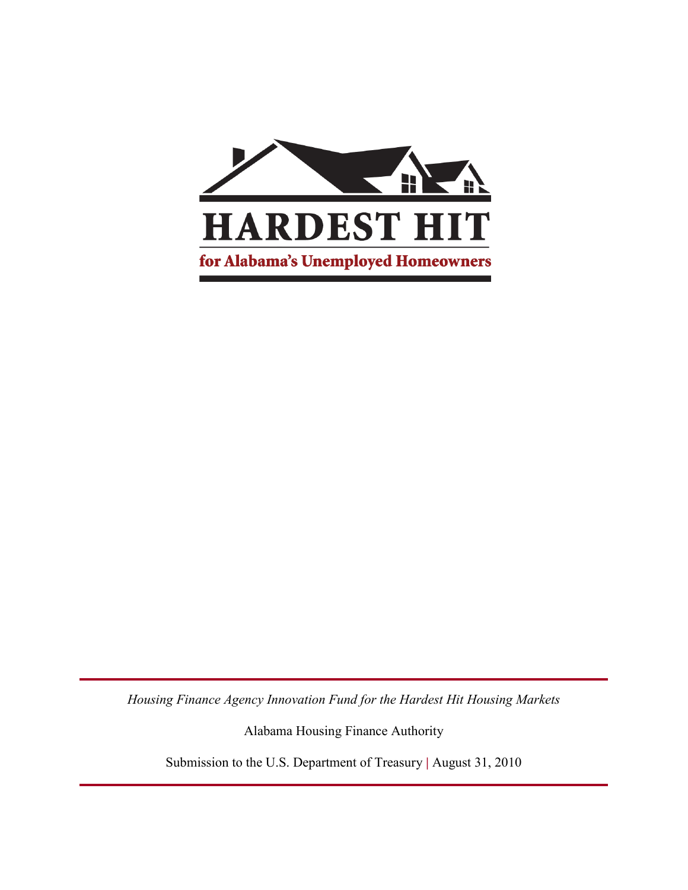# HARDEST HIT

**for Alabama's Unemployed Homeowners**

*Housing Finance Agency Innovation Fund for the Hardest Hit Housing Markets*

Alabama Housing Finance Authority

Submission to the U.S. Department of Treasury | August 31, 2010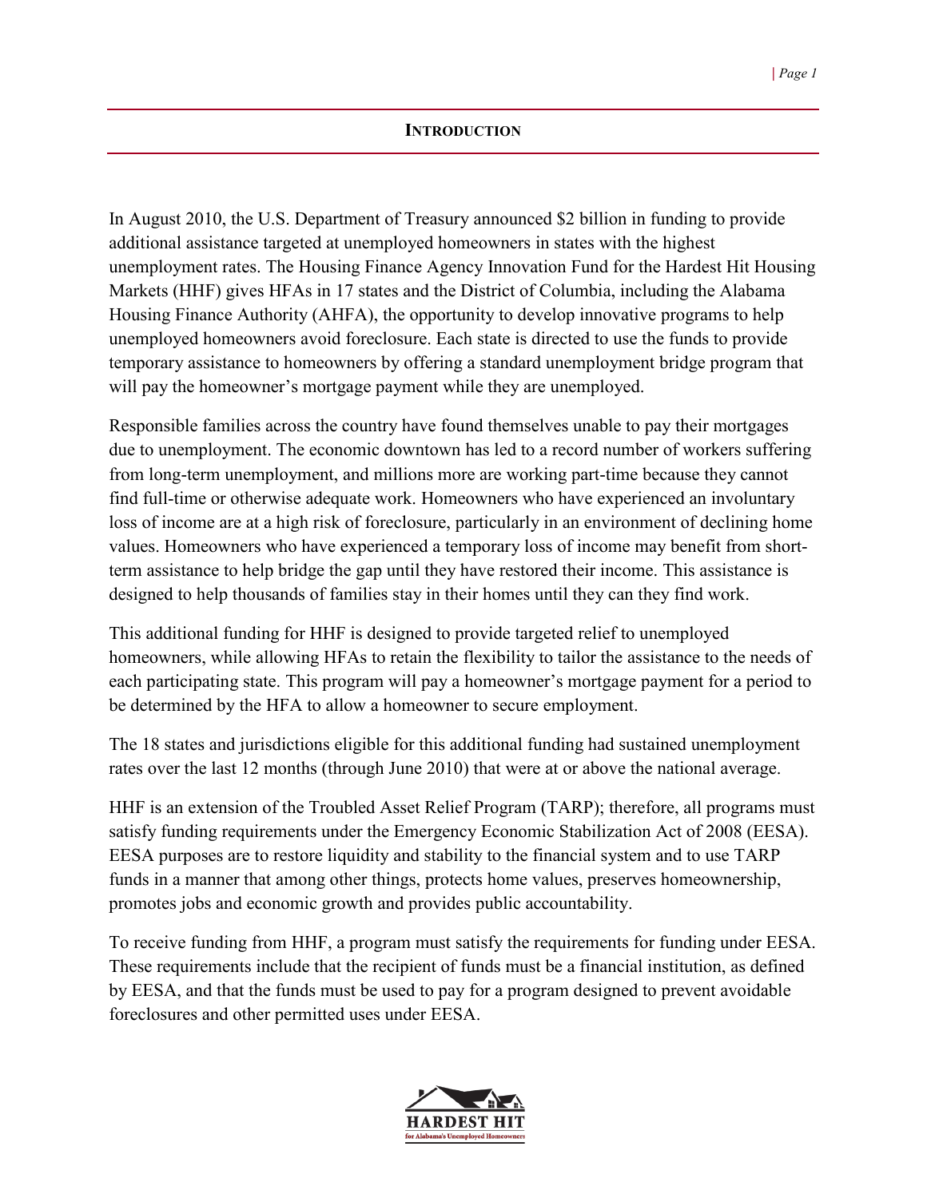## INTRODUCTION

In August 2010, the U.S. Department of Treasury announced $2 billion in funding to provide additional assistance targeted at unemployed homeowners in states with the highest unemployment rates. The Housing Finance Agency Innovation Fund for the Hardest Hit Housing Markets (HHF) gives HFAs in 17 states and the District of Columbia, including the Alabama Housing Finance Authority (AHFA), the opportunity to develop innovative programs to help unemployed homeowners avoid foreclosure. Each state is directed to use the funds to provide temporary assistance to homeowners by offering a standard unemployment bridge program that will pay the homeowner's mortgage payment while they are unemployed.

Responsible families across the country have found themselves unable to pay their mortgages due to unemployment. The economic downtown has led to a record number of workers suffering from long-term unemployment, and millions more are working part-time because they cannot find full-time or otherwise adequate work. Homeowners who have experienced an involuntary loss of income are at a high risk of foreclosure, particularly in an environment of declining home values. Homeowners who have experienced a temporary loss of income may benefit from short-term assistance to help bridge the gap until they have restored their income. This assistance is designed to help thousands of families stay in their homes until they can they find work.

This additional funding for HHF is designed to provide targeted relief to unemployed homeowners, while allowing HFAs to retain the flexibility to tailor the assistance to the needs of each participating state. This program will pay a homeowner's mortgage payment for a period to be determined by the HFA to allow a homeowner to secure employment.

The 18 states and jurisdictions eligible for this additional funding had sustained unemployment rates over the last 12 months (through June 2010) that were at or above the national average.

HHF is an extension of the Troubled Asset Relief Program (TARP); therefore, all programs must satisfy funding requirements under the Emergency Economic Stabilization Act of 2008 (EESA). EESA purposes are to restore liquidity and stability to the financial system and to use TARP funds in a manner that among other things, protects home values, preserves homeownership, promotes jobs and economic growth and provides public accountability.

To receive funding from HHF, a program must satisfy the requirements for funding under EESA. These requirements include that the recipient of funds must be a financial institution, as defined by EESA, and that the funds must be used to pay for a program designed to prevent avoidable foreclosures and other permitted uses under EESA.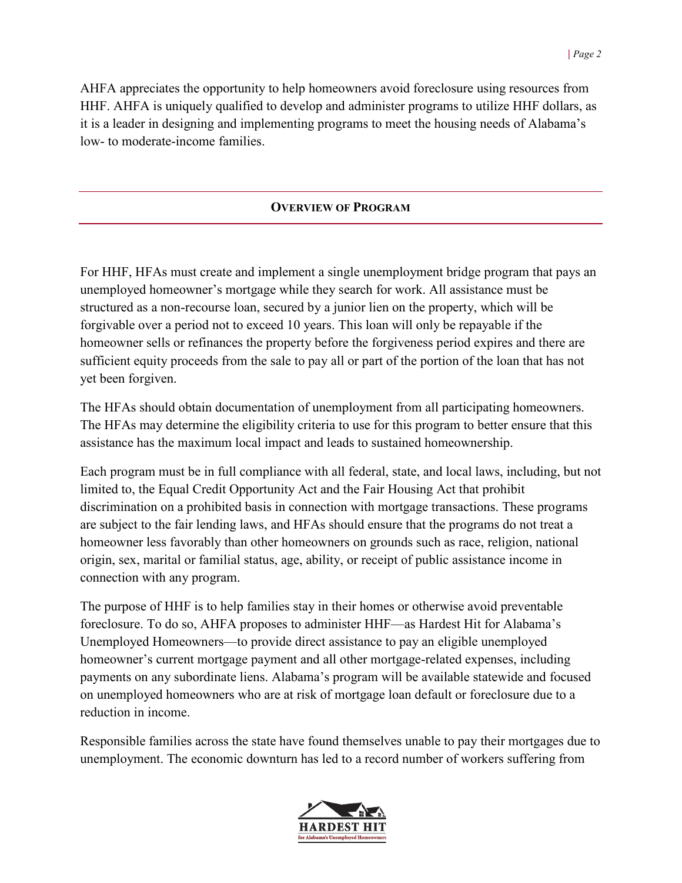AHFA appreciates the opportunity to help homeowners avoid foreclosure using resources from HHF. AHFA is uniquely qualified to develop and administer programs to utilize HHF dollars, as it is a leader in designing and implementing programs to meet the housing needs of Alabama's low- to moderate-income families.

## OVERVIEW OF PROGRAM

For HHF, HFAs must create and implement a single unemployment bridge program that pays an unemployed homeowner's mortgage while they search for work. All assistance must be structured as a non-recourse loan, secured by a junior lien on the property, which will be forgivable over a period not to exceed 10 years. This loan will only be repayable if the homeowner sells or refinances the property before the forgiveness period expires and there are sufficient equity proceeds from the sale to pay all or part of the portion of the loan that has not yet been forgiven.

The HFAs should obtain documentation of unemployment from all participating homeowners. The HFAs may determine the eligibility criteria to use for this program to better ensure that this assistance has the maximum local impact and leads to sustained homeownership.

Each program must be in full compliance with all federal, state, and local laws, including, but not limited to, the Equal Credit Opportunity Act and the Fair Housing Act that prohibit discrimination on a prohibited basis in connection with mortgage transactions. These programs are subject to the fair lending laws, and HFAs should ensure that the programs do not treat a homeowner less favorably than other homeowners on grounds such as race, religion, national origin, sex, marital or familial status, age, ability, or receipt of public assistance income in connection with any program.

The purpose of HHF is to help families stay in their homes or otherwise avoid preventable foreclosure. To do so, AHFA proposes to administer HHF—as Hardest Hit for Alabama's Unemployed Homeowners—to provide direct assistance to pay an eligible unemployed homeowner's current mortgage payment and all other mortgage-related expenses, including payments on any subordinate liens. Alabama's program will be available statewide and focused on unemployed homeowners who are at risk of mortgage loan default or foreclosure due to a reduction in income.

Responsible families across the state have found themselves unable to pay their mortgages due to unemployment. The economic downturn has led to a record number of workers suffering from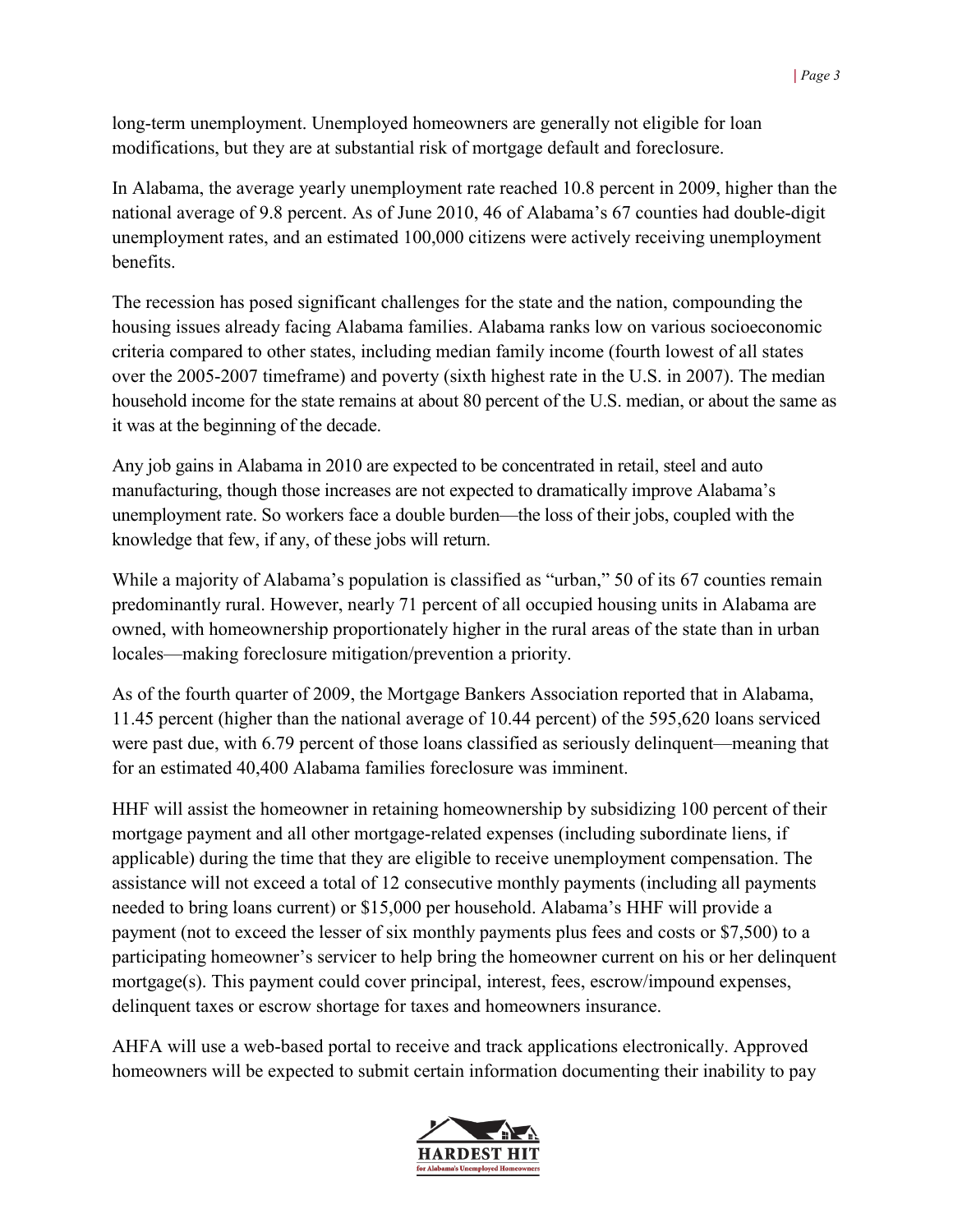long-term unemployment. Unemployed homeowners are generally not eligible for loan modifications, but they are at substantial risk of mortgage default and foreclosure.

In Alabama, the average yearly unemployment rate reached 10.8 percent in 2009, higher than the national average of 9.8 percent. As of June 2010, 46 of Alabama's 67 counties had double-digit unemployment rates, and an estimated 100,000 citizens were actively receiving unemployment benefits.

The recession has posed significant challenges for the state and the nation, compounding the housing issues already facing Alabama families. Alabama ranks low on various socioeconomic criteria compared to other states, including median family income (fourth lowest of all states over the 2005-2007 timeframe) and poverty (sixth highest rate in the U.S. in 2007). The median household income for the state remains at about 80 percent of the U.S. median, or about the same as it was at the beginning of the decade.

Any job gains in Alabama in 2010 are expected to be concentrated in retail, steel and auto manufacturing, though those increases are not expected to dramatically improve Alabama's unemployment rate. So workers face a double burden—the loss of their jobs, coupled with the knowledge that few, if any, of these jobs will return.

While a majority of Alabama's population is classified as "urban," 50 of its 67 counties remain predominantly rural. However, nearly 71 percent of all occupied housing units in Alabama are owned, with homeownership proportionately higher in the rural areas of the state than in urban locales—making foreclosure mitigation/prevention a priority.

As of the fourth quarter of 2009, the Mortgage Bankers Association reported that in Alabama, 11.45 percent (higher than the national average of 10.44 percent) of the 595,620 loans serviced were past due, with 6.79 percent of those loans classified as seriously delinquent—meaning that for an estimated 40,400 Alabama families foreclosure was imminent.

HHF will assist the homeowner in retaining homeownership by subsidizing 100 percent of their mortgage payment and all other mortgage-related expenses (including subordinate liens, if applicable) during the time that they are eligible to receive unemployment compensation. The assistance will not exceed a total of 12 consecutive monthly payments (including all payments needed to bring loans current) or $15,000 per household. Alabama's HHF will provide a payment (not to exceed the lesser of six monthly payments plus fees and costs or $7,500) to a participating homeowner's servicer to help bring the homeowner current on his or her delinquent mortgage(s). This payment could cover principal, interest, fees, escrow/impound expenses, delinquent taxes or escrow shortage for taxes and homeowners insurance.

AHFA will use a web-based portal to receive and track applications electronically. Approved homeowners will be expected to submit certain information documenting their inability to pay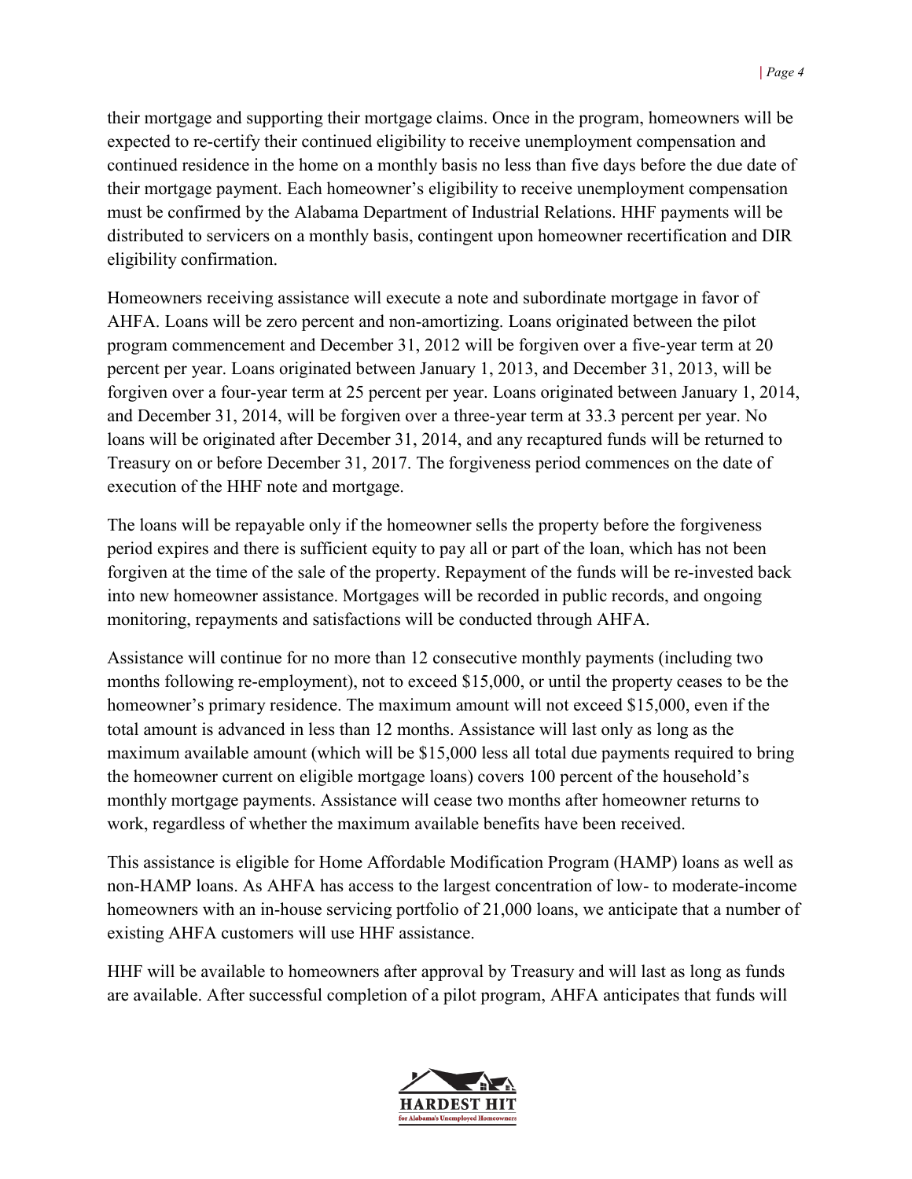their mortgage and supporting their mortgage claims. Once in the program, homeowners will be expected to re-certify their continued eligibility to receive unemployment compensation and continued residence in the home on a monthly basis no less than five days before the due date of their mortgage payment. Each homeowner's eligibility to receive unemployment compensation must be confirmed by the Alabama Department of Industrial Relations. HHF payments will be distributed to servicers on a monthly basis, contingent upon homeowner recertification and DIR eligibility confirmation.

Homeowners receiving assistance will execute a note and subordinate mortgage in favor of AHFA. Loans will be zero percent and non-amortizing. Loans originated between the pilot program commencement and December 31, 2012 will be forgiven over a five-year term at 20 percent per year. Loans originated between January 1, 2013, and December 31, 2013, will be forgiven over a four-year term at 25 percent per year. Loans originated between January 1, 2014, and December 31, 2014, will be forgiven over a three-year term at 33.3 percent per year. No loans will be originated after December 31, 2014, and any recaptured funds will be returned to Treasury on or before December 31, 2017. The forgiveness period commences on the date of execution of the HHF note and mortgage.

The loans will be repayable only if the homeowner sells the property before the forgiveness period expires and there is sufficient equity to pay all or part of the loan, which has not been forgiven at the time of the sale of the property. Repayment of the funds will be re-invested back into new homeowner assistance. Mortgages will be recorded in public records, and ongoing monitoring, repayments and satisfactions will be conducted through AHFA.

Assistance will continue for no more than 12 consecutive monthly payments (including two months following re-employment), not to exceed $15,000, or until the property ceases to be the homeowner's primary residence. The maximum amount will not exceed $15,000, even if the total amount is advanced in less than 12 months. Assistance will last only as long as the maximum available amount (which will be $15,000 less all total due payments required to bring the homeowner current on eligible mortgage loans) covers 100 percent of the household's monthly mortgage payments. Assistance will cease two months after homeowner returns to work, regardless of whether the maximum available benefits have been received.

This assistance is eligible for Home Affordable Modification Program (HAMP) loans as well as non-HAMP loans. As AHFA has access to the largest concentration of low- to moderate-income homeowners with an in-house servicing portfolio of 21,000 loans, we anticipate that a number of existing AHFA customers will use HHF assistance.

HHF will be available to homeowners after approval by Treasury and will last as long as funds are available. After successful completion of a pilot program, AHFA anticipates that funds will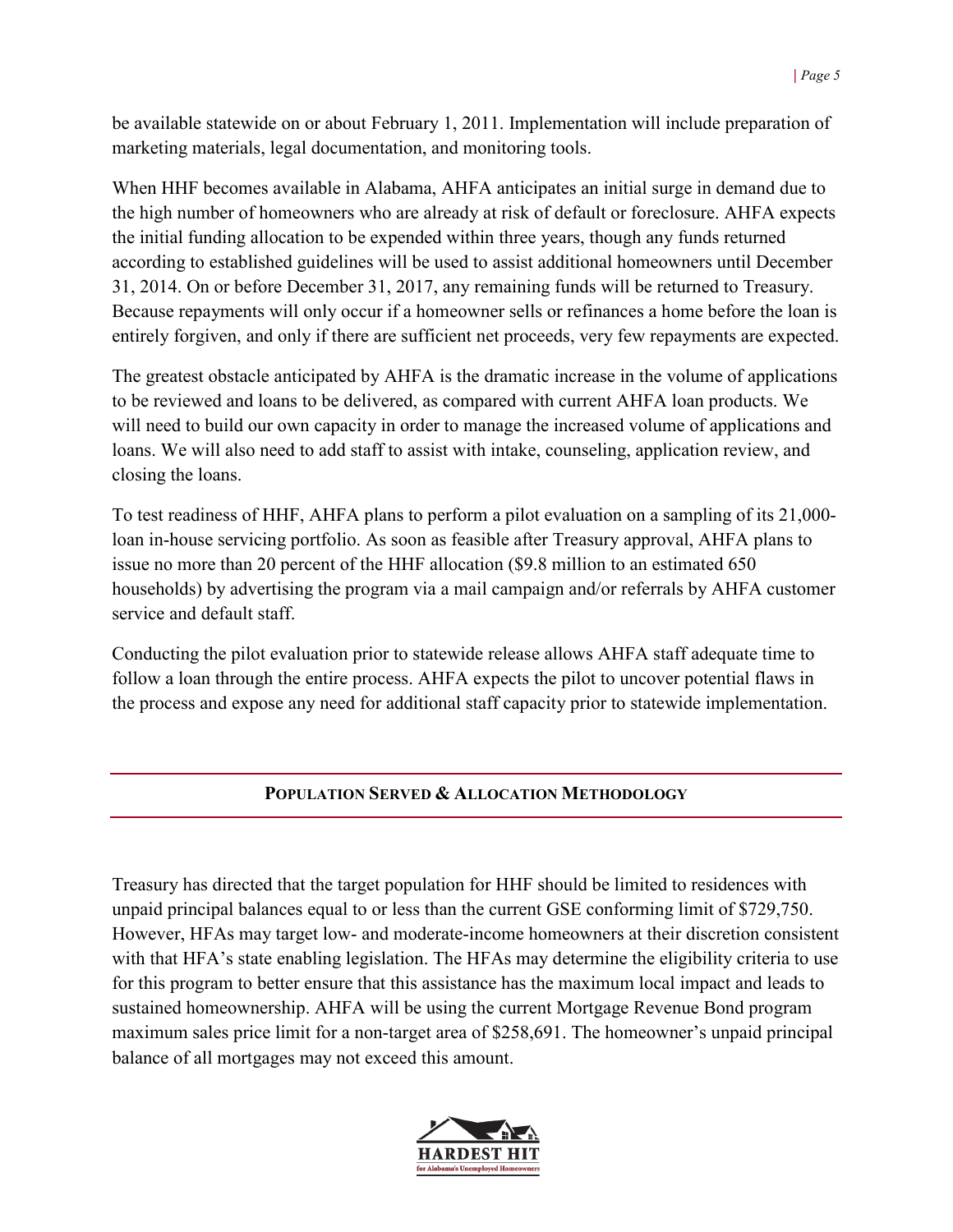be available statewide on or about February 1, 2011. Implementation will include preparation of marketing materials, legal documentation, and monitoring tools.

When HHF becomes available in Alabama, AHFA anticipates an initial surge in demand due to the high number of homeowners who are already at risk of default or foreclosure. AHFA expects the initial funding allocation to be expended within three years, though any funds returned according to established guidelines will be used to assist additional homeowners until December 31, 2014. On or before December 31, 2017, any remaining funds will be returned to Treasury. Because repayments will only occur if a homeowner sells or refinances a home before the loan is entirely forgiven, and only if there are sufficient net proceeds, very few repayments are expected.

The greatest obstacle anticipated by AHFA is the dramatic increase in the volume of applications to be reviewed and loans to be delivered, as compared with current AHFA loan products. We will need to build our own capacity in order to manage the increased volume of applications and loans. We will also need to add staff to assist with intake, counseling, application review, and closing the loans.

To test readiness of HHF, AHFA plans to perform a pilot evaluation on a sampling of its 21,000-loan in-house servicing portfolio. As soon as feasible after Treasury approval, AHFA plans to issue no more than 20 percent of the HHF allocation ($9.8 million to an estimated 650 households) by advertising the program via a mail campaign and/or referrals by AHFA customer service and default staff.

Conducting the pilot evaluation prior to statewide release allows AHFA staff adequate time to follow a loan through the entire process. AHFA expects the pilot to uncover potential flaws in the process and expose any need for additional staff capacity prior to statewide implementation.

## Population Served & Allocation Methodology

Treasury has directed that the target population for HHF should be limited to residences with unpaid principal balances equal to or less than the current GSE conforming limit of $729,750. However, HFAs may target low- and moderate-income homeowners at their discretion consistent with that HFA's state enabling legislation. The HFAs may determine the eligibility criteria to use for this program to better ensure that this assistance has the maximum local impact and leads to sustained homeownership. AHFA will be using the current Mortgage Revenue Bond program maximum sales price limit for a non-target area of $258,691. The homeowner's unpaid principal balance of all mortgages may not exceed this amount.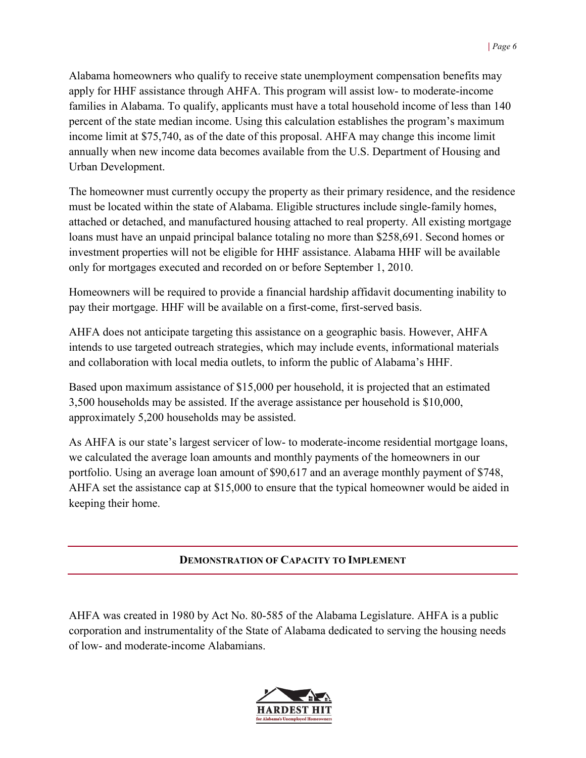Alabama homeowners who qualify to receive state unemployment compensation benefits may apply for HHF assistance through AHFA. This program will assist low- to moderate-income families in Alabama. To qualify, applicants must have a total household income of less than 140 percent of the state median income. Using this calculation establishes the program's maximum income limit at $75,740, as of the date of this proposal. AHFA may change this income limit annually when new income data becomes available from the U.S. Department of Housing and Urban Development.

The homeowner must currently occupy the property as their primary residence, and the residence must be located within the state of Alabama. Eligible structures include single-family homes, attached or detached, and manufactured housing attached to real property. All existing mortgage loans must have an unpaid principal balance totaling no more than $258,691. Second homes or investment properties will not be eligible for HHF assistance. Alabama HHF will be available only for mortgages executed and recorded on or before September 1, 2010.

Homeowners will be required to provide a financial hardship affidavit documenting inability to pay their mortgage. HHF will be available on a first-come, first-served basis.

AHFA does not anticipate targeting this assistance on a geographic basis. However, AHFA intends to use targeted outreach strategies, which may include events, informational materials and collaboration with local media outlets, to inform the public of Alabama's HHF.

Based upon maximum assistance of $15,000 per household, it is projected that an estimated 3,500 households may be assisted. If the average assistance per household is $10,000, approximately 5,200 households may be assisted.

As AHFA is our state's largest servicer of low- to moderate-income residential mortgage loans, we calculated the average loan amounts and monthly payments of the homeowners in our portfolio. Using an average loan amount of $90,617 and an average monthly payment of $748, AHFA set the assistance cap at $15,000 to ensure that the typical homeowner would be aided in keeping their home.

## DEMONSTRATION OF CAPACITY TO IMPLEMENT

AHFA was created in 1980 by Act No. 80-585 of the Alabama Legislature. AHFA is a public corporation and instrumentality of the State of Alabama dedicated to serving the housing needs of low- and moderate-income Alabamians.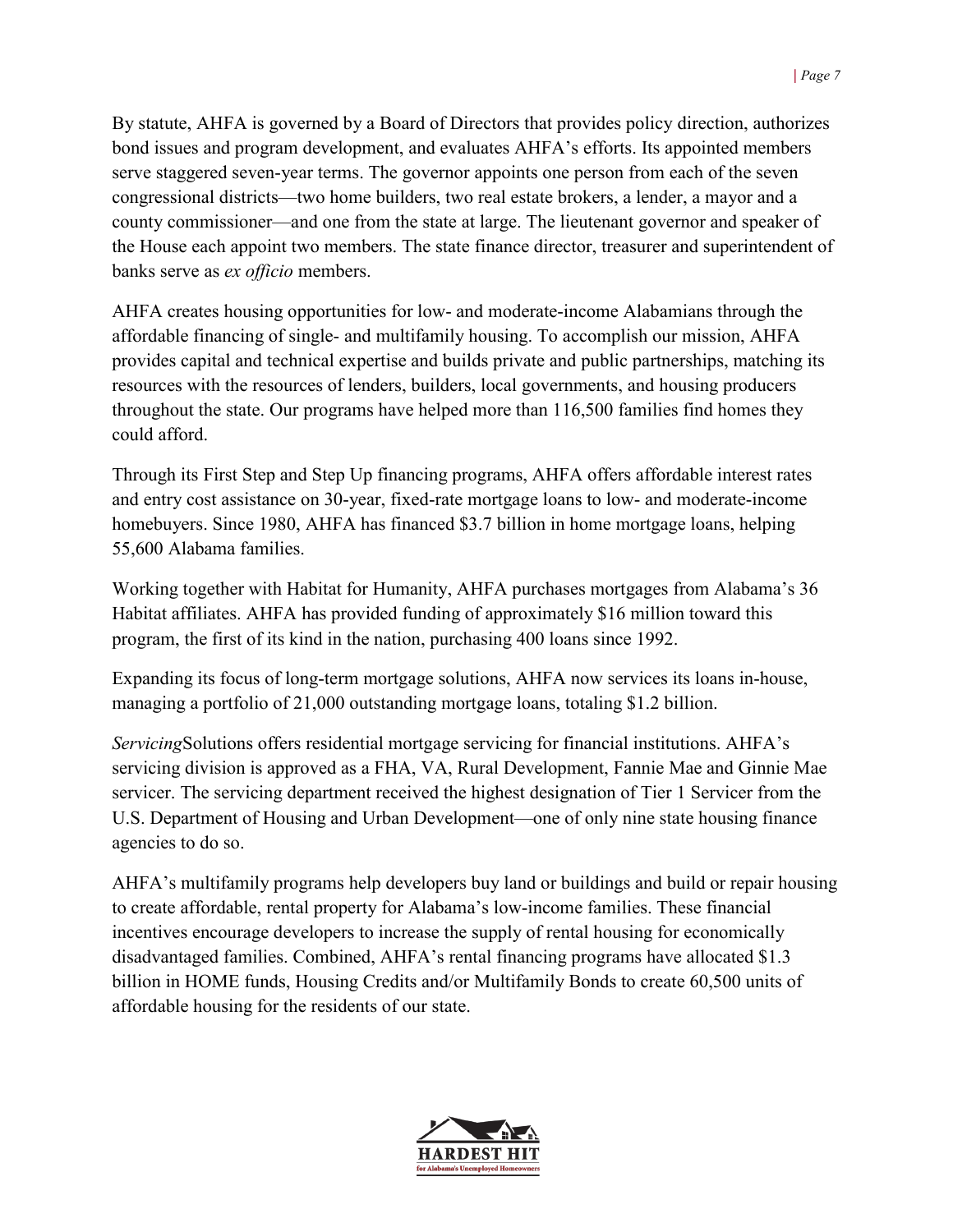By statute, AHFA is governed by a Board of Directors that provides policy direction, authorizes bond issues and program development, and evaluates AHFA's efforts. Its appointed members serve staggered seven-year terms. The governor appoints one person from each of the seven congressional districts—two home builders, two real estate brokers, a lender, a mayor and a county commissioner—and one from the state at large. The lieutenant governor and speaker of the House each appoint two members. The state finance director, treasurer and superintendent of banks serve as *ex officio* members.

AHFA creates housing opportunities for low- and moderate-income Alabamians through the affordable financing of single- and multifamily housing. To accomplish our mission, AHFA provides capital and technical expertise and builds private and public partnerships, matching its resources with the resources of lenders, builders, local governments, and housing producers throughout the state. Our programs have helped more than 116,500 families find homes they could afford.

Through its First Step and Step Up financing programs, AHFA offers affordable interest rates and entry cost assistance on 30-year, fixed-rate mortgage loans to low- and moderate-income homebuyers. Since 1980, AHFA has financed $3.7 billion in home mortgage loans, helping 55,600 Alabama families.

Working together with Habitat for Humanity, AHFA purchases mortgages from Alabama's 36 Habitat affiliates. AHFA has provided funding of approximately $16 million toward this program, the first of its kind in the nation, purchasing 400 loans since 1992.

Expanding its focus of long-term mortgage solutions, AHFA now services its loans in-house, managing a portfolio of 21,000 outstanding mortgage loans, totaling $1.2 billion.

*Servicing*Solutions offers residential mortgage servicing for financial institutions. AHFA's servicing division is approved as a FHA, VA, Rural Development, Fannie Mae and Ginnie Mae servicer. The servicing department received the highest designation of Tier 1 Servicer from the U.S. Department of Housing and Urban Development—one of only nine state housing finance agencies to do so.

AHFA's multifamily programs help developers buy land or buildings and build or repair housing to create affordable, rental property for Alabama's low-income families. These financial incentives encourage developers to increase the supply of rental housing for economically disadvantaged families. Combined, AHFA's rental financing programs have allocated $1.3 billion in HOME funds, Housing Credits and/or Multifamily Bonds to create 60,500 units of affordable housing for the residents of our state.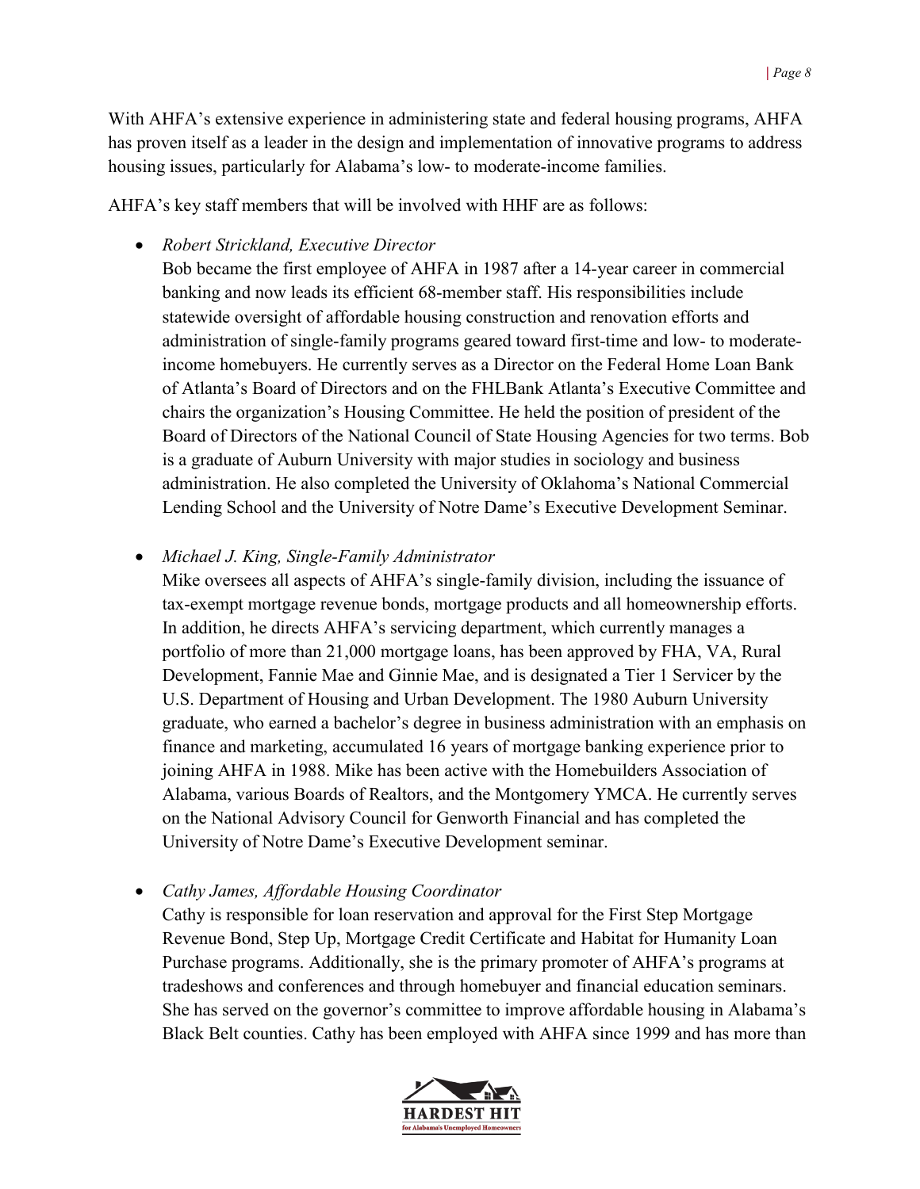With AHFA's extensive experience in administering state and federal housing programs, AHFA has proven itself as a leader in the design and implementation of innovative programs to address housing issues, particularly for Alabama's low- to moderate-income families.

AHFA's key staff members that will be involved with HHF are as follows:

- *Robert Strickland, Executive Director*
  Bob became the first employee of AHFA in 1987 after a 14-year career in commercial banking and now leads its efficient 68-member staff. His responsibilities include statewide oversight of affordable housing construction and renovation efforts and administration of single-family programs geared toward first-time and low- to moderate-income homebuyers. He currently serves as a Director on the Federal Home Loan Bank of Atlanta's Board of Directors and on the FHLBank Atlanta's Executive Committee and chairs the organization's Housing Committee. He held the position of president of the Board of Directors of the National Council of State Housing Agencies for two terms. Bob is a graduate of Auburn University with major studies in sociology and business administration. He also completed the University of Oklahoma's National Commercial Lending School and the University of Notre Dame's Executive Development Seminar.

- *Michael J. King, Single-Family Administrator*
  Mike oversees all aspects of AHFA's single-family division, including the issuance of tax-exempt mortgage revenue bonds, mortgage products and all homeownership efforts. In addition, he directs AHFA's servicing department, which currently manages a portfolio of more than 21,000 mortgage loans, has been approved by FHA, VA, Rural Development, Fannie Mae and Ginnie Mae, and is designated a Tier 1 Servicer by the U.S. Department of Housing and Urban Development. The 1980 Auburn University graduate, who earned a bachelor's degree in business administration with an emphasis on finance and marketing, accumulated 16 years of mortgage banking experience prior to joining AHFA in 1988. Mike has been active with the Homebuilders Association of Alabama, various Boards of Realtors, and the Montgomery YMCA. He currently serves on the National Advisory Council for Genworth Financial and has completed the University of Notre Dame's Executive Development seminar.

- *Cathy James, Affordable Housing Coordinator*
  Cathy is responsible for loan reservation and approval for the First Step Mortgage Revenue Bond, Step Up, Mortgage Credit Certificate and Habitat for Humanity Loan Purchase programs. Additionally, she is the primary promoter of AHFA's programs at tradeshows and conferences and through homebuyer and financial education seminars. She has served on the governor's committee to improve affordable housing in Alabama's Black Belt counties. Cathy has been employed with AHFA since 1999 and has more than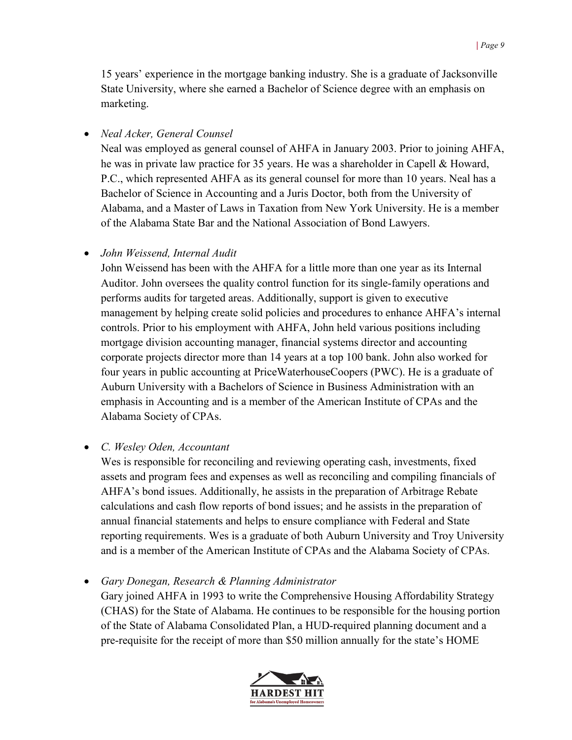15 years' experience in the mortgage banking industry. She is a graduate of Jacksonville State University, where she earned a Bachelor of Science degree with an emphasis on marketing.

- *Neal Acker, General Counsel*
  Neal was employed as general counsel of AHFA in January 2003. Prior to joining AHFA, he was in private law practice for 35 years. He was a shareholder in Capell & Howard, P.C., which represented AHFA as its general counsel for more than 10 years. Neal has a Bachelor of Science in Accounting and a Juris Doctor, both from the University of Alabama, and a Master of Laws in Taxation from New York University. He is a member of the Alabama State Bar and the National Association of Bond Lawyers.

- *John Weissend, Internal Audit*
  John Weissend has been with the AHFA for a little more than one year as its Internal Auditor. John oversees the quality control function for its single-family operations and performs audits for targeted areas. Additionally, support is given to executive management by helping create solid policies and procedures to enhance AHFA's internal controls. Prior to his employment with AHFA, John held various positions including mortgage division accounting manager, financial systems director and accounting corporate projects director more than 14 years at a top 100 bank. John also worked for four years in public accounting at PriceWaterhouseCoopers (PWC). He is a graduate of Auburn University with a Bachelors of Science in Business Administration with an emphasis in Accounting and is a member of the American Institute of CPAs and the Alabama Society of CPAs.

- *C. Wesley Oden, Accountant*
  Wes is responsible for reconciling and reviewing operating cash, investments, fixed assets and program fees and expenses as well as reconciling and compiling financials of AHFA's bond issues. Additionally, he assists in the preparation of Arbitrage Rebate calculations and cash flow reports of bond issues; and he assists in the preparation of annual financial statements and helps to ensure compliance with Federal and State reporting requirements. Wes is a graduate of both Auburn University and Troy University and is a member of the American Institute of CPAs and the Alabama Society of CPAs.

- *Gary Donegan, Research & Planning Administrator*
  Gary joined AHFA in 1993 to write the Comprehensive Housing Affordability Strategy (CHAS) for the State of Alabama. He continues to be responsible for the housing portion of the State of Alabama Consolidated Plan, a HUD-required planning document and a pre-requisite for the receipt of more than $50 million annually for the state's HOME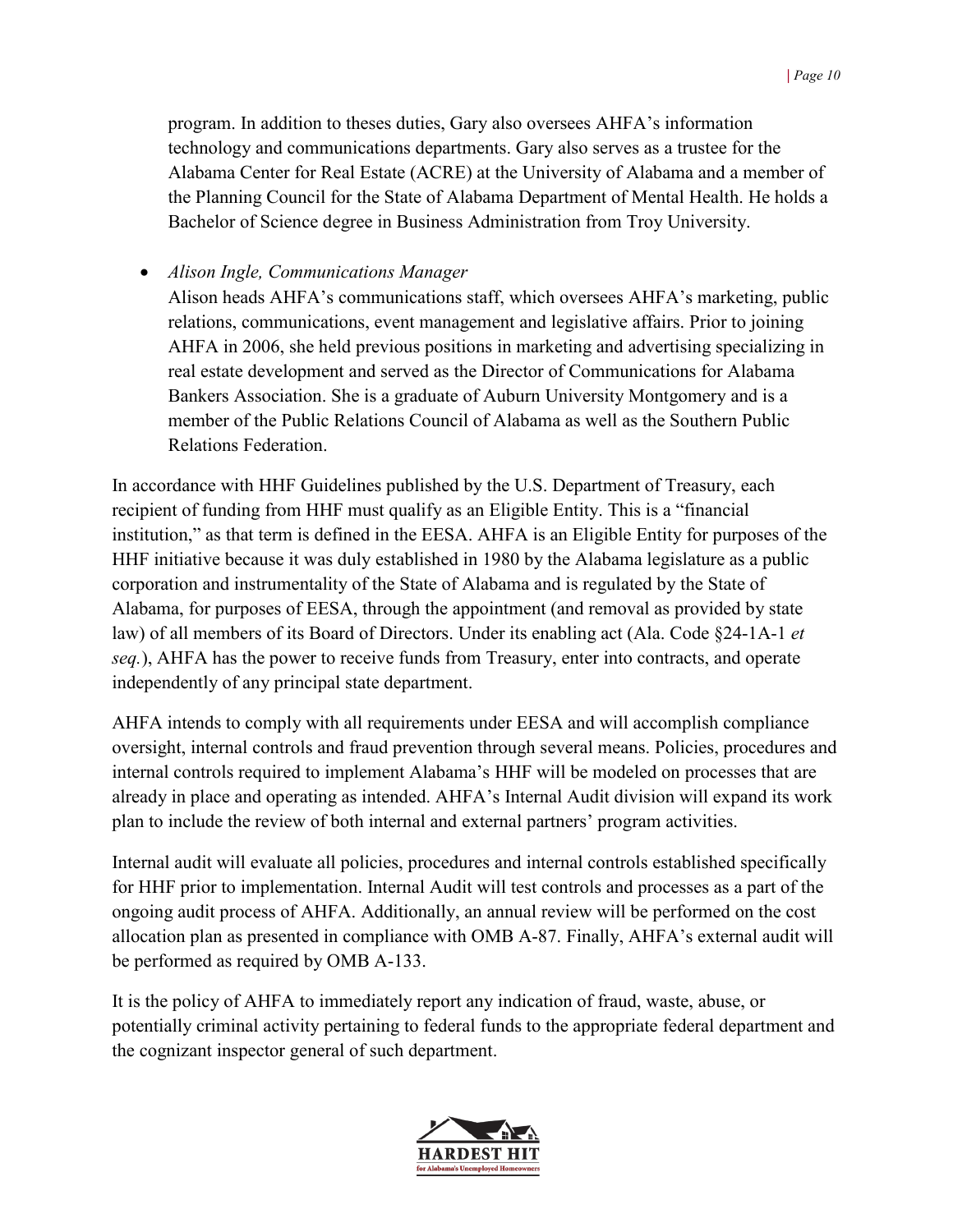program. In addition to theses duties, Gary also oversees AHFA's information technology and communications departments. Gary also serves as a trustee for the Alabama Center for Real Estate (ACRE) at the University of Alabama and a member of the Planning Council for the State of Alabama Department of Mental Health. He holds a Bachelor of Science degree in Business Administration from Troy University.

- *Alison Ingle, Communications Manager*
  Alison heads AHFA's communications staff, which oversees AHFA's marketing, public relations, communications, event management and legislative affairs. Prior to joining AHFA in 2006, she held previous positions in marketing and advertising specializing in real estate development and served as the Director of Communications for Alabama Bankers Association. She is a graduate of Auburn University Montgomery and is a member of the Public Relations Council of Alabama as well as the Southern Public Relations Federation.

In accordance with HHF Guidelines published by the U.S. Department of Treasury, each recipient of funding from HHF must qualify as an Eligible Entity. This is a "financial institution," as that term is defined in the EESA. AHFA is an Eligible Entity for purposes of the HHF initiative because it was duly established in 1980 by the Alabama legislature as a public corporation and instrumentality of the State of Alabama and is regulated by the State of Alabama, for purposes of EESA, through the appointment (and removal as provided by state law) of all members of its Board of Directors. Under its enabling act (Ala. Code §24-1A-1 *et seq.*), AHFA has the power to receive funds from Treasury, enter into contracts, and operate independently of any principal state department.

AHFA intends to comply with all requirements under EESA and will accomplish compliance oversight, internal controls and fraud prevention through several means. Policies, procedures and internal controls required to implement Alabama's HHF will be modeled on processes that are already in place and operating as intended. AHFA's Internal Audit division will expand its work plan to include the review of both internal and external partners' program activities.

Internal audit will evaluate all policies, procedures and internal controls established specifically for HHF prior to implementation. Internal Audit will test controls and processes as a part of the ongoing audit process of AHFA. Additionally, an annual review will be performed on the cost allocation plan as presented in compliance with OMB A-87. Finally, AHFA's external audit will be performed as required by OMB A-133.

It is the policy of AHFA to immediately report any indication of fraud, waste, abuse, or potentially criminal activity pertaining to federal funds to the appropriate federal department and the cognizant inspector general of such department.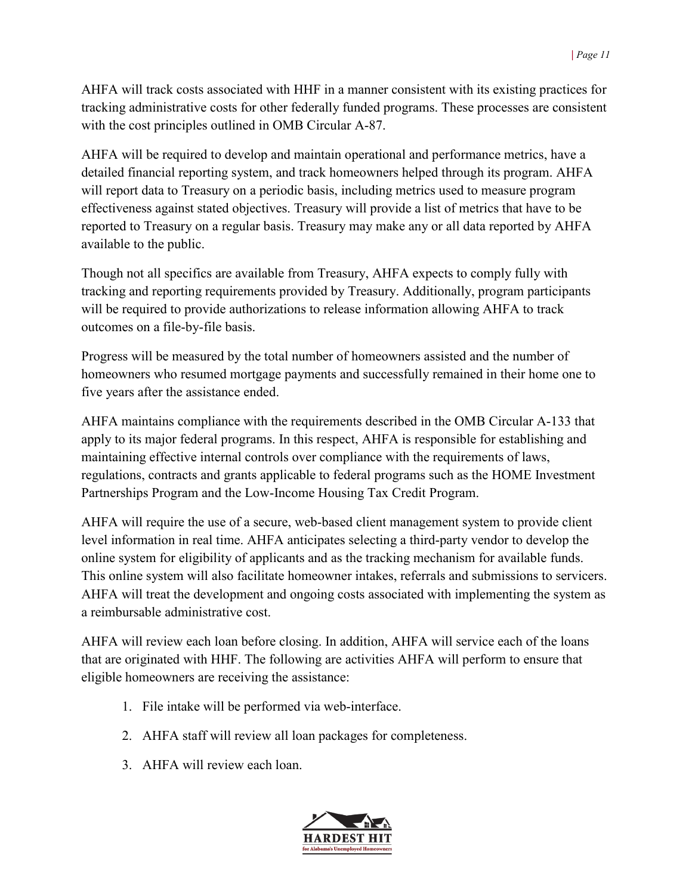AHFA will track costs associated with HHF in a manner consistent with its existing practices for tracking administrative costs for other federally funded programs. These processes are consistent with the cost principles outlined in OMB Circular A-87.

AHFA will be required to develop and maintain operational and performance metrics, have a detailed financial reporting system, and track homeowners helped through its program. AHFA will report data to Treasury on a periodic basis, including metrics used to measure program effectiveness against stated objectives. Treasury will provide a list of metrics that have to be reported to Treasury on a regular basis. Treasury may make any or all data reported by AHFA available to the public.

Though not all specifics are available from Treasury, AHFA expects to comply fully with tracking and reporting requirements provided by Treasury. Additionally, program participants will be required to provide authorizations to release information allowing AHFA to track outcomes on a file-by-file basis.

Progress will be measured by the total number of homeowners assisted and the number of homeowners who resumed mortgage payments and successfully remained in their home one to five years after the assistance ended.

AHFA maintains compliance with the requirements described in the OMB Circular A-133 that apply to its major federal programs. In this respect, AHFA is responsible for establishing and maintaining effective internal controls over compliance with the requirements of laws, regulations, contracts and grants applicable to federal programs such as the HOME Investment Partnerships Program and the Low-Income Housing Tax Credit Program.

AHFA will require the use of a secure, web-based client management system to provide client level information in real time. AHFA anticipates selecting a third-party vendor to develop the online system for eligibility of applicants and as the tracking mechanism for available funds. This online system will also facilitate homeowner intakes, referrals and submissions to servicers. AHFA will treat the development and ongoing costs associated with implementing the system as a reimbursable administrative cost.

AHFA will review each loan before closing. In addition, AHFA will service each of the loans that are originated with HHF. The following are activities AHFA will perform to ensure that eligible homeowners are receiving the assistance:

1. File intake will be performed via web-interface.
2. AHFA staff will review all loan packages for completeness.
3. AHFA will review each loan.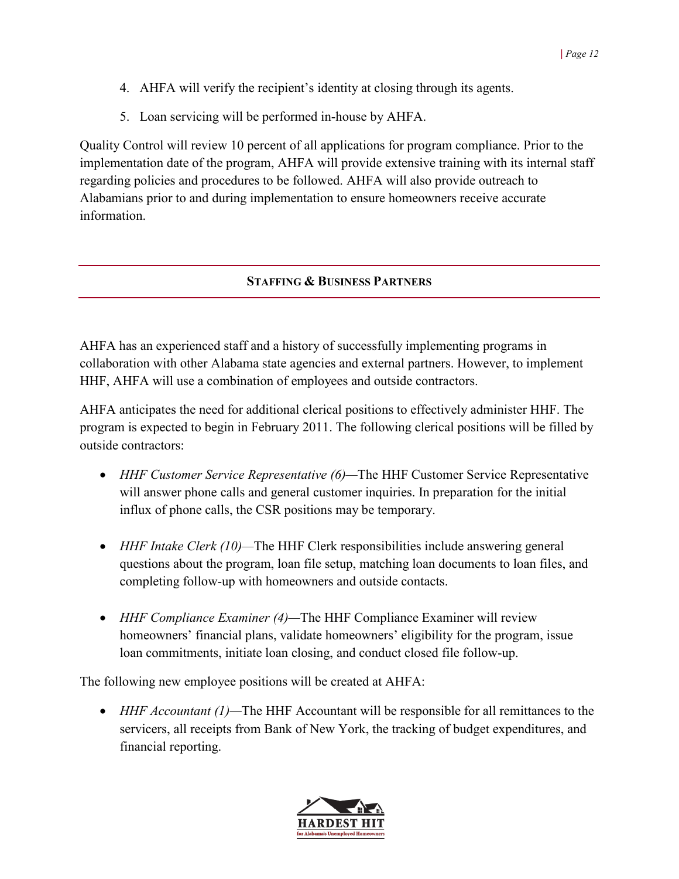4. AHFA will verify the recipient's identity at closing through its agents.
5. Loan servicing will be performed in-house by AHFA.

Quality Control will review 10 percent of all applications for program compliance. Prior to the implementation date of the program, AHFA will provide extensive training with its internal staff regarding policies and procedures to be followed. AHFA will also provide outreach to Alabamians prior to and during implementation to ensure homeowners receive accurate information.

## Staffing & Business Partners

AHFA has an experienced staff and a history of successfully implementing programs in collaboration with other Alabama state agencies and external partners. However, to implement HHF, AHFA will use a combination of employees and outside contractors.

AHFA anticipates the need for additional clerical positions to effectively administer HHF. The program is expected to begin in February 2011. The following clerical positions will be filled by outside contractors:

- *HHF Customer Service Representative (6)*—The HHF Customer Service Representative will answer phone calls and general customer inquiries. In preparation for the initial influx of phone calls, the CSR positions may be temporary.

- *HHF Intake Clerk (10)*—The HHF Clerk responsibilities include answering general questions about the program, loan file setup, matching loan documents to loan files, and completing follow-up with homeowners and outside contacts.

- *HHF Compliance Examiner (4)*—The HHF Compliance Examiner will review homeowners' financial plans, validate homeowners' eligibility for the program, issue loan commitments, initiate loan closing, and conduct closed file follow-up.

The following new employee positions will be created at AHFA:

- *HHF Accountant (1)*—The HHF Accountant will be responsible for all remittances to the servicers, all receipts from Bank of New York, the tracking of budget expenditures, and financial reporting.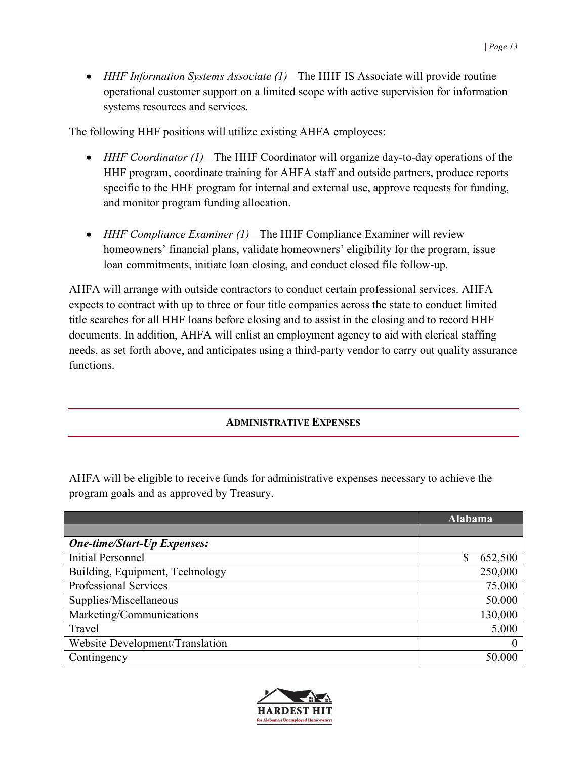- *HHF Information Systems Associate (1)*—The HHF IS Associate will provide routine operational customer support on a limited scope with active supervision for information systems resources and services.

The following HHF positions will utilize existing AHFA employees:

- *HHF Coordinator (1)*—The HHF Coordinator will organize day-to-day operations of the HHF program, coordinate training for AHFA staff and outside partners, produce reports specific to the HHF program for internal and external use, approve requests for funding, and monitor program funding allocation.

- *HHF Compliance Examiner (1)*—The HHF Compliance Examiner will review homeowners' financial plans, validate homeowners' eligibility for the program, issue loan commitments, initiate loan closing, and conduct closed file follow-up.

AHFA will arrange with outside contractors to conduct certain professional services. AHFA expects to contract with up to three or four title companies across the state to conduct limited title searches for all HHF loans before closing and to assist in the closing and to record HHF documents. In addition, AHFA will enlist an employment agency to aid with clerical staffing needs, as set forth above, and anticipates using a third-party vendor to carry out quality assurance functions.

## ADMINISTRATIVE EXPENSES

AHFA will be eligible to receive funds for administrative expenses necessary to achieve the program goals and as approved by Treasury.

| | Alabama |
|---|---|
| | |
| ***One-time/Start-Up Expenses:*** | |
| Initial Personnel | $ 652,500 |
| Building, Equipment, Technology | 250,000 |
| Professional Services | 75,000 |
| Supplies/Miscellaneous | 50,000 |
| Marketing/Communications | 130,000 |
| Travel | 5,000 |
| Website Development/Translation | 0 |
| Contingency | 50,000 |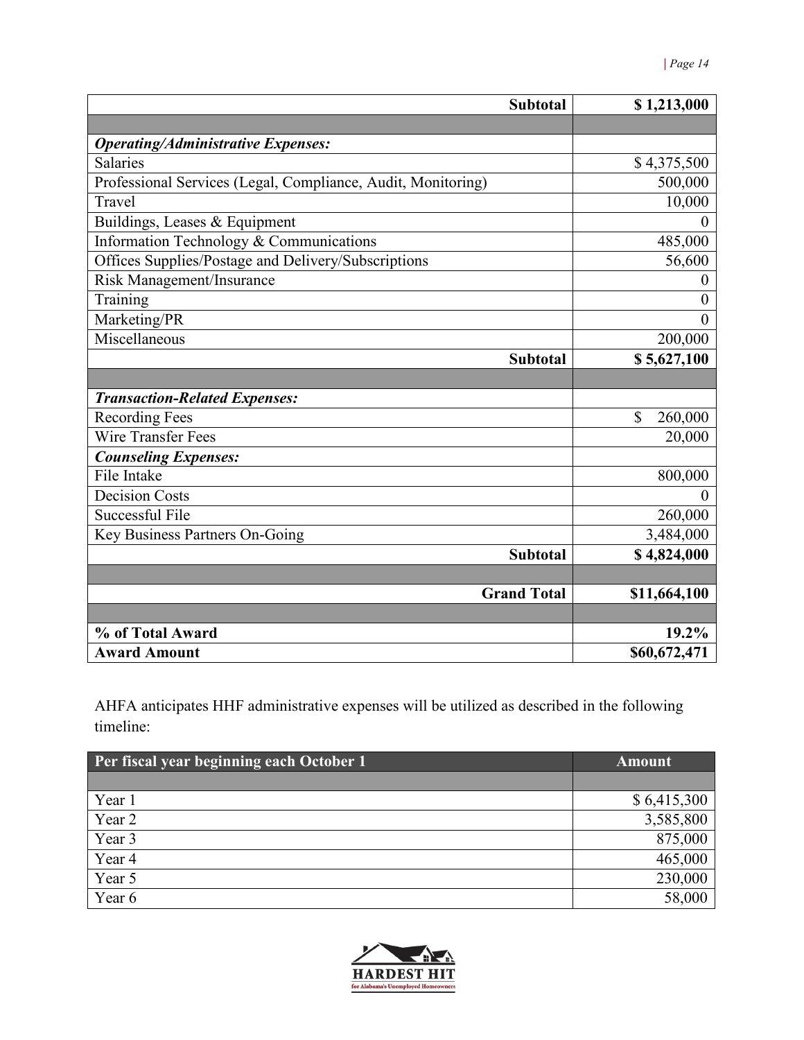| | |
|---|---|
| **Subtotal** | **$ 1,213,000** |
| | |
| ***Operating/Administrative Expenses:*** | |
| Salaries | $ 4,375,500 |
| Professional Services (Legal, Compliance, Audit, Monitoring) | 500,000 |
| Travel | 10,000 |
| Buildings, Leases & Equipment | 0 |
| Information Technology & Communications | 485,000 |
| Offices Supplies/Postage and Delivery/Subscriptions | 56,600 |
| Risk Management/Insurance | 0 |
| Training | 0 |
| Marketing/PR | 0 |
| Miscellaneous | 200,000 |
| **Subtotal** | **$ 5,627,100** |
| | |
| ***Transaction-Related Expenses:*** | |
| Recording Fees | $ 260,000 |
| Wire Transfer Fees | 20,000 |
| ***Counseling Expenses:*** | |
| File Intake | 800,000 |
| Decision Costs | 0 |
| Successful File | 260,000 |
| Key Business Partners On-Going | 3,484,000 |
| **Subtotal** | **$ 4,824,000** |
| | |
| **Grand Total** | **$11,664,100** |
| | |
| **% of Total Award** | **19.2%** |
| **Award Amount** | **$60,672,471** |

AHFA anticipates HHF administrative expenses will be utilized as described in the following timeline:

| Per fiscal year beginning each October 1 | Amount |
|---|---|
| | |
| Year 1 | $ 6,415,300 |
| Year 2 | 3,585,800 |
| Year 3 | 875,000 |
| Year 4 | 465,000 |
| Year 5 | 230,000 |
| Year 6 | 58,000 |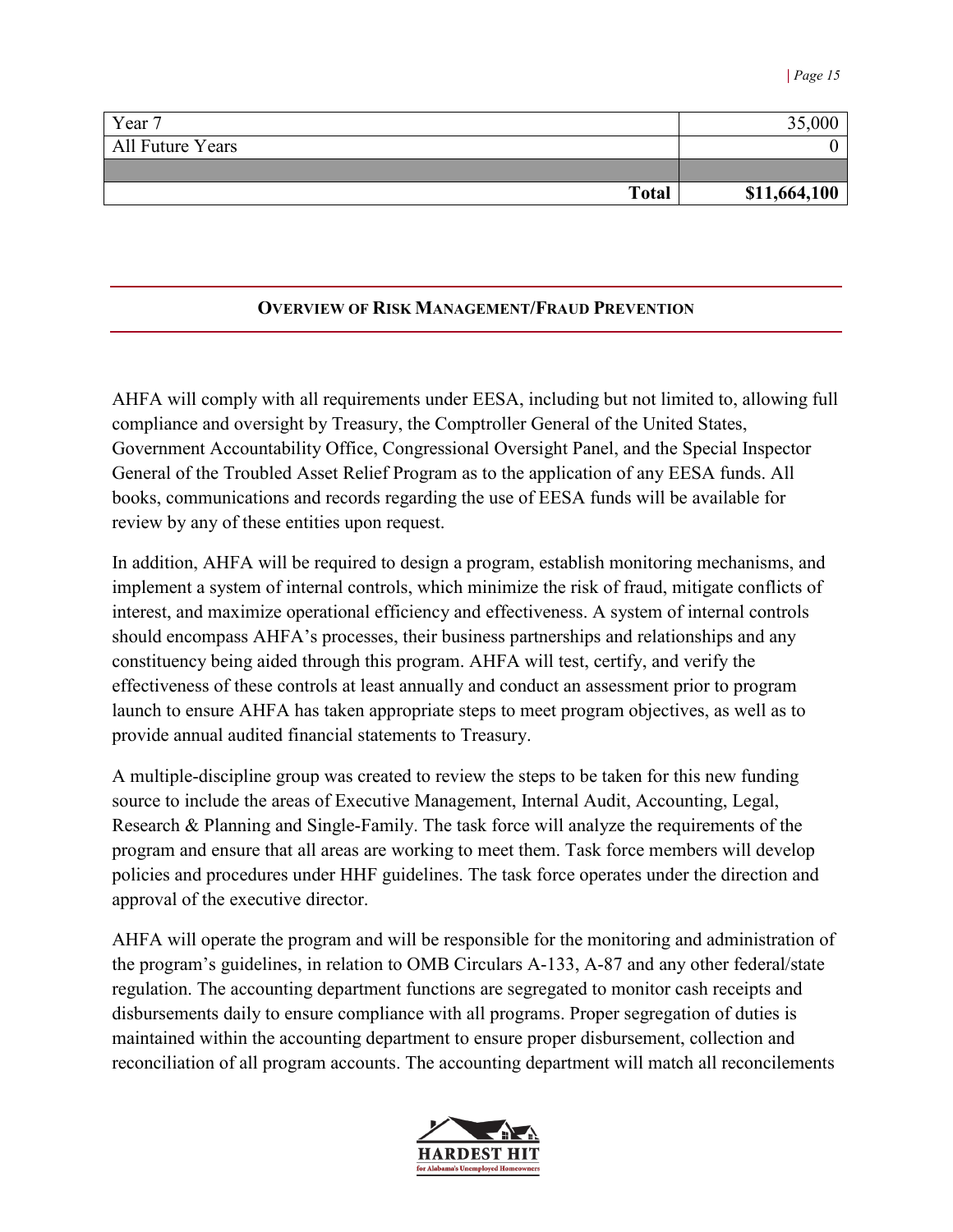| | |
|---|---|
| Year 7 | 35,000 |
| All Future Years | 0 |
| | |
| **Total** | **$11,664,100** |

## OVERVIEW OF RISK MANAGEMENT/FRAUD PREVENTION

AHFA will comply with all requirements under EESA, including but not limited to, allowing full compliance and oversight by Treasury, the Comptroller General of the United States, Government Accountability Office, Congressional Oversight Panel, and the Special Inspector General of the Troubled Asset Relief Program as to the application of any EESA funds. All books, communications and records regarding the use of EESA funds will be available for review by any of these entities upon request.

In addition, AHFA will be required to design a program, establish monitoring mechanisms, and implement a system of internal controls, which minimize the risk of fraud, mitigate conflicts of interest, and maximize operational efficiency and effectiveness. A system of internal controls should encompass AHFA's processes, their business partnerships and relationships and any constituency being aided through this program. AHFA will test, certify, and verify the effectiveness of these controls at least annually and conduct an assessment prior to program launch to ensure AHFA has taken appropriate steps to meet program objectives, as well as to provide annual audited financial statements to Treasury.

A multiple-discipline group was created to review the steps to be taken for this new funding source to include the areas of Executive Management, Internal Audit, Accounting, Legal, Research & Planning and Single-Family. The task force will analyze the requirements of the program and ensure that all areas are working to meet them. Task force members will develop policies and procedures under HHF guidelines. The task force operates under the direction and approval of the executive director.

AHFA will operate the program and will be responsible for the monitoring and administration of the program's guidelines, in relation to OMB Circulars A-133, A-87 and any other federal/state regulation. The accounting department functions are segregated to monitor cash receipts and disbursements daily to ensure compliance with all programs. Proper segregation of duties is maintained within the accounting department to ensure proper disbursement, collection and reconciliation of all program accounts. The accounting department will match all reconcilements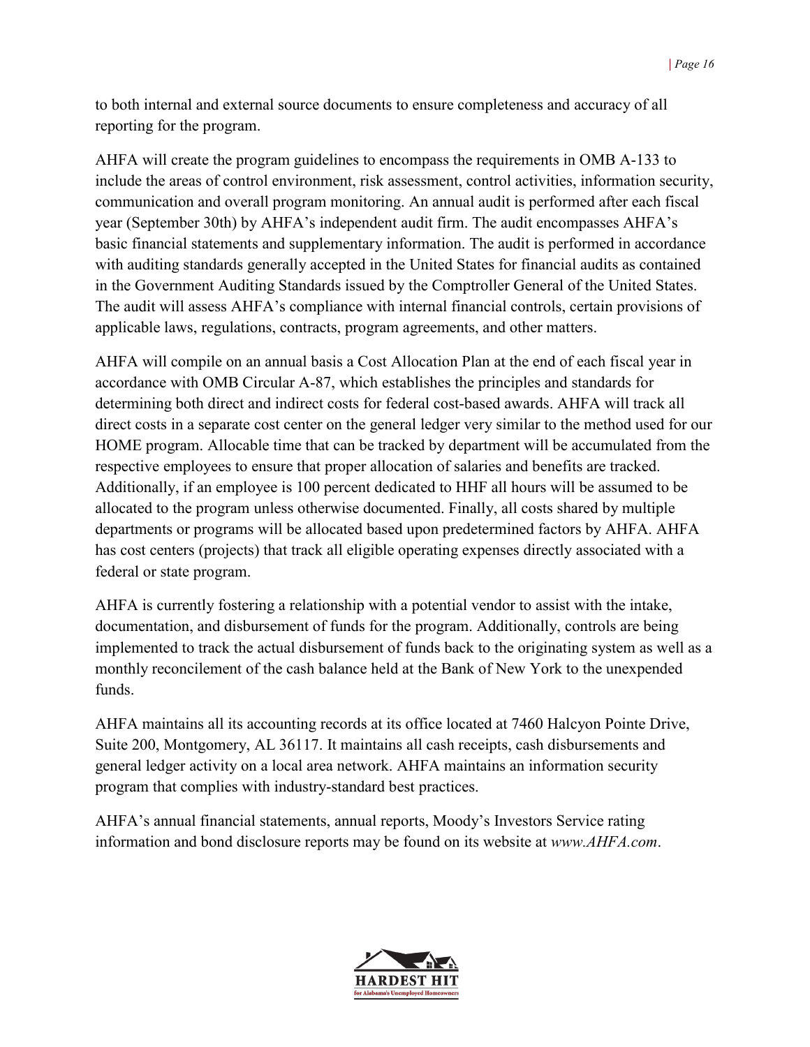to both internal and external source documents to ensure completeness and accuracy of all reporting for the program.

AHFA will create the program guidelines to encompass the requirements in OMB A-133 to include the areas of control environment, risk assessment, control activities, information security, communication and overall program monitoring. An annual audit is performed after each fiscal year (September 30th) by AHFA's independent audit firm. The audit encompasses AHFA's basic financial statements and supplementary information. The audit is performed in accordance with auditing standards generally accepted in the United States for financial audits as contained in the Government Auditing Standards issued by the Comptroller General of the United States. The audit will assess AHFA's compliance with internal financial controls, certain provisions of applicable laws, regulations, contracts, program agreements, and other matters.

AHFA will compile on an annual basis a Cost Allocation Plan at the end of each fiscal year in accordance with OMB Circular A-87, which establishes the principles and standards for determining both direct and indirect costs for federal cost-based awards. AHFA will track all direct costs in a separate cost center on the general ledger very similar to the method used for our HOME program. Allocable time that can be tracked by department will be accumulated from the respective employees to ensure that proper allocation of salaries and benefits are tracked. Additionally, if an employee is 100 percent dedicated to HHF all hours will be assumed to be allocated to the program unless otherwise documented. Finally, all costs shared by multiple departments or programs will be allocated based upon predetermined factors by AHFA. AHFA has cost centers (projects) that track all eligible operating expenses directly associated with a federal or state program.

AHFA is currently fostering a relationship with a potential vendor to assist with the intake, documentation, and disbursement of funds for the program. Additionally, controls are being implemented to track the actual disbursement of funds back to the originating system as well as a monthly reconcilement of the cash balance held at the Bank of New York to the unexpended funds.

AHFA maintains all its accounting records at its office located at 7460 Halcyon Pointe Drive, Suite 200, Montgomery, AL 36117. It maintains all cash receipts, cash disbursements and general ledger activity on a local area network. AHFA maintains an information security program that complies with industry-standard best practices.

AHFA's annual financial statements, annual reports, Moody's Investors Service rating information and bond disclosure reports may be found on its website at *www.AHFA.com*.